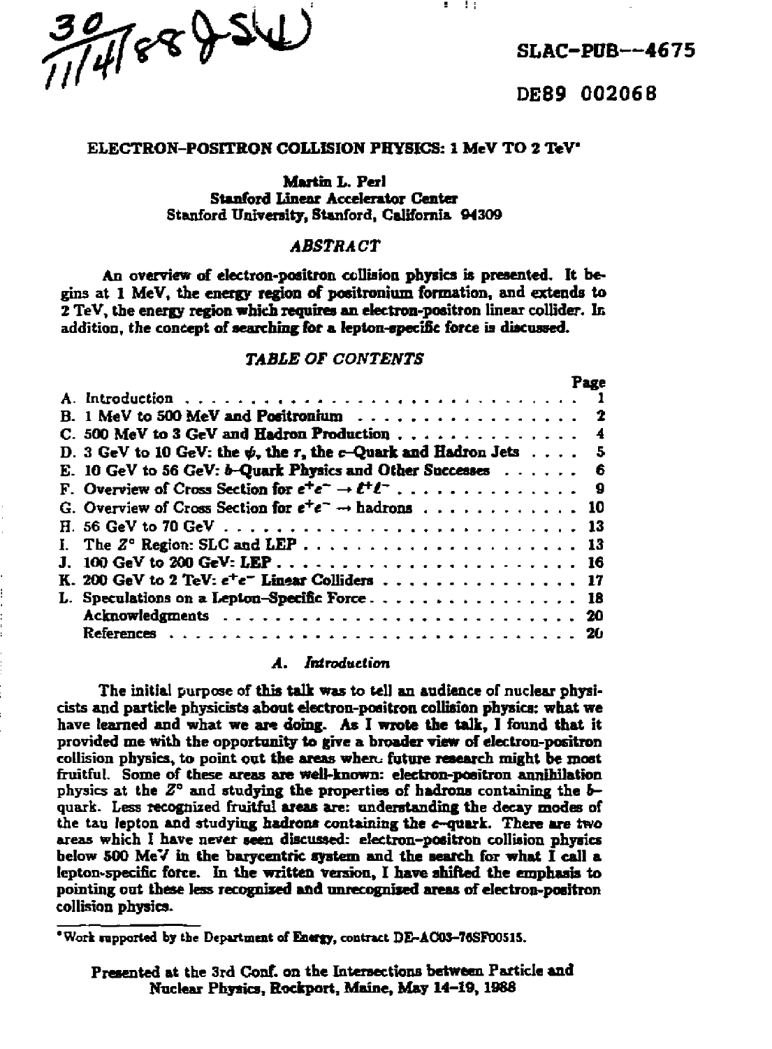SLAC-PUB—4675

DE89 002068

# ELECTRON–POSITRON COLLISION PHYSICS: 1 MeV TO 2 TeV*

Martin L. Perl
Stanford Linear Accelerator Center
Stanford University, Stanford, California 94309

## *ABSTRACT*

An overview of electron-positron collision physics is presented. It begins at 1 MeV, the energy region of positronium formation, and extends to 2 TeV, the energy region which requires an electron-positron linear collider. In addition, the concept of searching for a lepton-specific force is discussed.

## *TABLE OF CONTENTS*

| | Page |
|---|---|
| A. Introduction | 1 |
| B. 1 MeV to 500 MeV and Positronium | 2 |
| C. 500 MeV to 3 GeV and Hadron Production | 4 |
| D. 3 GeV to 10 GeV: the $\psi$, the $\tau$, the $c$–Quark and Hadron Jets | 5 |
| E. 10 GeV to 56 GeV: $b$–Quark Physics and Other Successes | 6 |
| F. Overview of Cross Section for $e^+e^- \to \ell^+\ell^-$ | 9 |
| G. Overview of Cross Section for $e^+e^- \to$ hadrons | 10 |
| H. 56 GeV to 70 GeV | 13 |
| I. The $Z^\circ$ Region: SLC and LEP | 13 |
| J. 100 GeV to 200 GeV: LEP | 16 |
| K. 200 GeV to 2 TeV: $e^+e^-$ Linear Colliders | 17 |
| L. Speculations on a Lepton–Specific Force | 18 |
| Acknowledgments | 20 |
| References | 20 |

### *A. Introduction*

The initial purpose of this talk was to tell an audience of nuclear physicists and particle physicists about electron-positron collision physics: what we have learned and what we are doing. As I wrote the talk, I found that it provided me with the opportunity to give a broader view of electron-positron collision physics, to point out the areas where future research might be most fruitful. Some of these areas are well-known: electron-positron annihilation physics at the $Z^\circ$ and studying the properties of hadrons containing the $b$–quark. Less recognized fruitful areas are: understanding the decay modes of the tau lepton and studying hadrons containing the $c$–quark. There are two areas which I have never seen discussed: electron–positron collision physics below 500 MeV in the barycentric system and the search for what I call a lepton-specific force. In the written version, I have shifted the emphasis to pointing out these less recognized and unrecognized areas of electron-positron collision physics.

---

*Work supported by the Department of Energy, contract DE-AC03-76SF00515.

Presented at the 3rd Conf. on the Intersections between Particle and Nuclear Physics, Rockport, Maine, May 14–19, 1988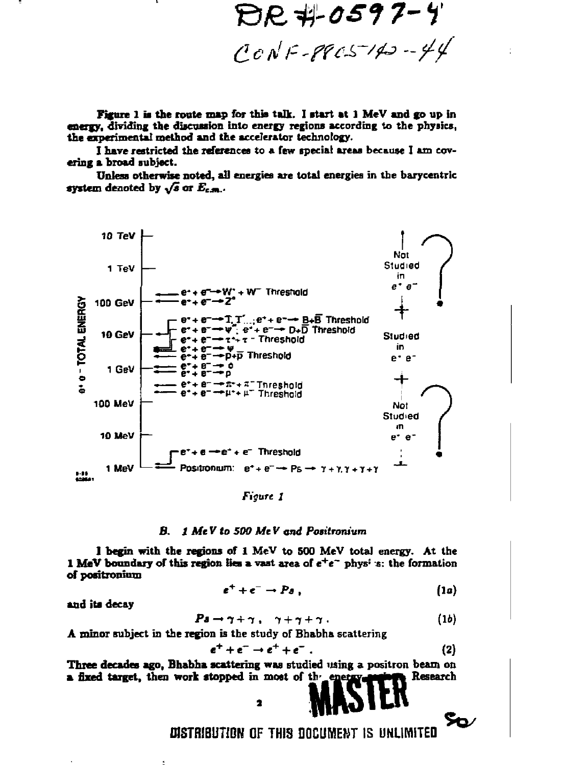DR #-0597-4
CONF-880540--44

Figure 1 is the route map for this talk. I start at 1 MeV and go up in energy, dividing the discussion into energy regions according to the physics, the experimental method and the accelerator technology.

I have restricted the references to a few special areas because I am covering a broad subject.

Unless otherwise noted, all energies are total energies in the barycentric system denoted by $\sqrt{s}$ or $E_{c.m.}$.

*Figure 1*

### B. 1 MeV to 500 MeV and Positronium

I begin with the regions of 1 MeV to 500 MeV total energy. At the 1 MeV boundary of this region lies a vast area of $e^+e^-$ physics: the formation of positronium

$$e^+ + e^- \rightarrow Ps \,, \tag{1a}$$

and its decay

$$Ps \rightarrow \gamma + \gamma \,, \quad \gamma + \gamma + \gamma \,. \tag{1b}$$

A minor subject in the region is the study of Bhabha scattering

$$e^+ + e^- \rightarrow e^+ + e^- \,. \tag{2}$$

Three decades ago, Bhabha scattering was studied using a positron beam on a fixed target, then work stopped in most of the energy region. Research

MASTER

DISTRIBUTION OF THIS DOCUMENT IS UNLIMITED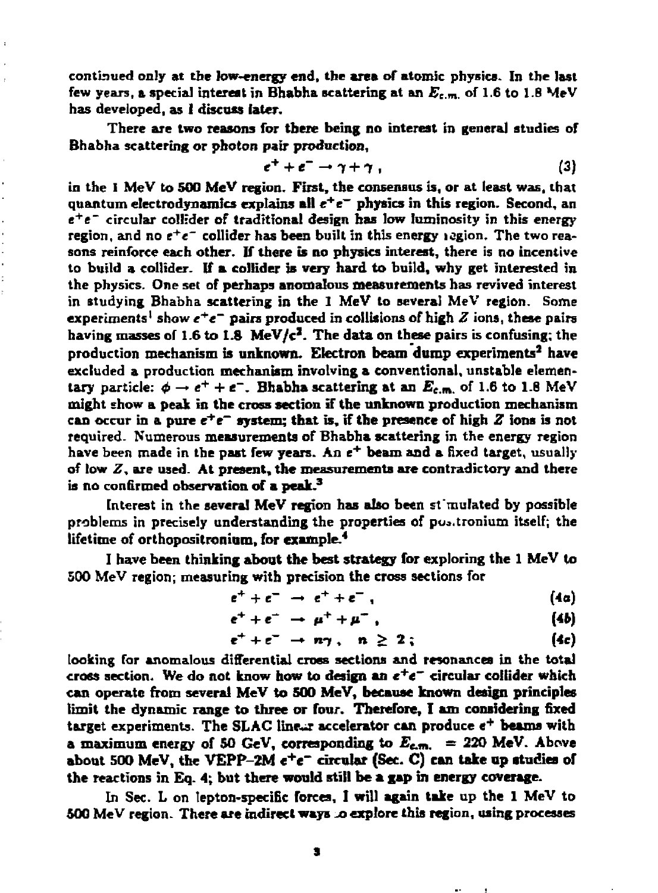continued only at the low-energy end, the area of atomic physics. In the last few years, a special interest in Bhabha scattering at an $E_{c.m.}$ of 1.6 to 1.8 MeV has developed, as I discuss later.

There are two reasons for there being no interest in general studies of Bhabha scattering or photon pair production,

$$e^+ + e^- \rightarrow \gamma + \gamma \, , \tag{3}$$

in the 1 MeV to 500 MeV region. First, the consensus is, or at least was, that quantum electrodynamics explains all $e^+e^-$ physics in this region. Second, an $e^+e^-$ circular collider of traditional design has low luminosity in this energy region, and no $e^+e^-$ collider has been built in this energy region. The two reasons reinforce each other. If there is no physics interest, there is no incentive to build a collider. If a collider is very hard to build, why get interested in the physics. One set of perhaps anomalous measurements has revived interest in studying Bhabha scattering in the 1 MeV to several MeV region. Some experiments[1] show $e^+e^-$ pairs produced in collisions of high $Z$ ions, these pairs having masses of 1.6 to 1.8 MeV/$c^2$. The data on these pairs is confusing; the production mechanism is unknown. Electron beam dump experiments[2] have excluded a production mechanism involving a conventional, unstable elementary particle: $\phi \rightarrow e^+ + e^-$. Bhabha scattering at an $E_{c.m.}$ of 1.6 to 1.8 MeV might show a peak in the cross section if the unknown production mechanism can occur in a pure $e^+e^-$ system; that is, if the presence of high $Z$ ions is not required. Numerous measurements of Bhabha scattering in the energy region have been made in the past few years. An $e^+$ beam and a fixed target, usually of low $Z$, are used. At present, the measurements are contradictory and there is no confirmed observation of a peak.[3]

Interest in the several MeV region has also been stimulated by possible problems in precisely understanding the properties of positronium itself; the lifetime of orthopositronium, for example.[4]

I have been thinking about the best strategy for exploring the 1 MeV to 500 MeV region; measuring with precision the cross sections for

$$e^+ + e^- \rightarrow e^+ + e^- \, , \tag{4a}$$

$$e^+ + e^- \rightarrow \mu^+ + \mu^- \, , \tag{4b}$$

$$e^+ + e^- \rightarrow n\gamma \, , \quad n \geq 2 \, ; \tag{4c}$$

looking for anomalous differential cross sections and resonances in the total cross section. We do not know how to design an $e^+e^-$ circular collider which can operate from several MeV to 500 MeV, because known design principles limit the dynamic range to three or four. Therefore, I am considering fixed target experiments. The SLAC linear accelerator can produce $e^+$ beams with a maximum energy of 50 GeV, corresponding to $E_{c.m.}$ = 220 MeV. Above about 500 MeV, the VEPP-2M $e^+e^-$ circular (Sec. C) can take up studies of the reactions in Eq. 4; but there would still be a gap in energy coverage.

In Sec. L on lepton-specific forces, I will again take up the 1 MeV to 500 MeV region. There are indirect ways to explore this region, using processes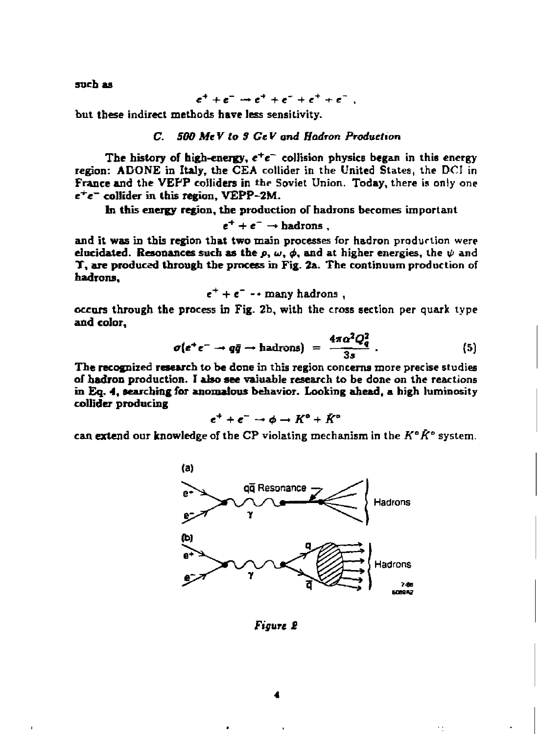such as

$$e^+ + e^- \rightarrow e^+ + e^- + e^+ + e^- ,$$

but these indirect methods have less sensitivity.

### *C. 500 MeV to 3 GeV and Hadron Production*

The history of high-energy, $e^+e^-$ collision physics began in this energy region: ADONE in Italy, the CEA collider in the United States, the DCI in France and the VEPP colliders in the Soviet Union. Today, there is only one $e^+e^-$ collider in this region, VEPP-2M.

In this energy region, the production of hadrons becomes important

$$e^+ + e^- \rightarrow \text{hadrons} ,$$

and it was in this region that two main processes for hadron production were elucidated. Resonances such as the $\rho$, $\omega$, $\phi$, and at higher energies, the $\psi$ and $\Upsilon$, are produced through the process in Fig. 2a. The continuum production of hadrons,

$$e^+ + e^- \rightarrow \text{many hadrons} ,$$

occurs through the process in Fig. 2b, with the cross section per quark type and color,

$$\sigma(e^+e^- \rightarrow q\bar{q} \rightarrow \text{hadrons}) = \frac{4\pi\alpha^2 Q_q^2}{3s} . \tag{5}$$

The recognized research to be done in this region concerns more precise studies of hadron production. I also see valuable research to be done on the reactions in Eq. 4, searching for anomalous behavior. Looking ahead, a high luminosity collider producing

$$e^+ + e^- \rightarrow \phi \rightarrow K^\circ + \bar{K}^\circ$$

can extend our knowledge of the CP violating mechanism in the $K^\circ\bar{K}^\circ$ system.

*Figure 2*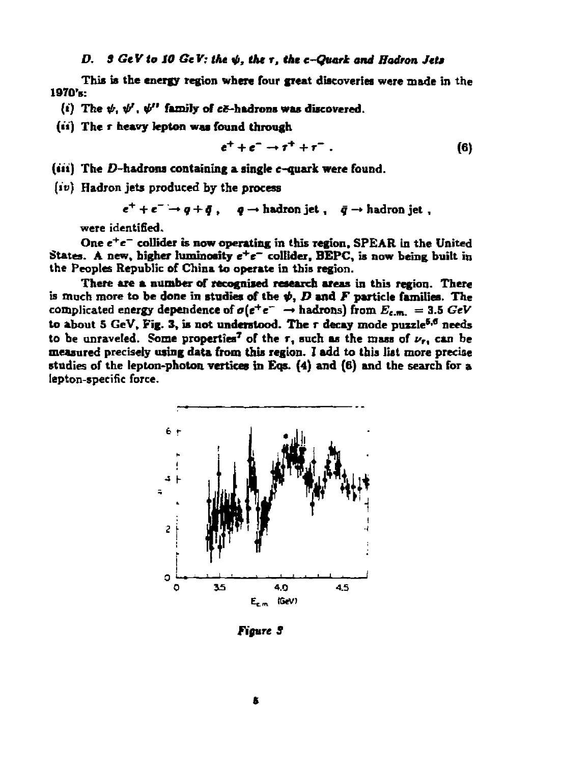### D. 3 GeV to 10 GeV: the $\psi$, the $\tau$, the c–Quark and Hadron Jets

This is the energy region where four great discoveries were made in the 1970's:

(*i*) The $\psi$, $\psi'$, $\psi''$ family of $c\bar{c}$-hadrons was discovered.

(*ii*) The $\tau$ heavy lepton was found through

$$e^+ + e^- \rightarrow \tau^+ + \tau^- . \tag{6}$$

(*iii*) The $D$-hadrons containing a single $c$-quark were found.

(*iv*) Hadron jets produced by the process

$$e^+ + e^- \rightarrow q + \bar{q} , \quad q \rightarrow \text{hadron jet} , \quad \bar{q} \rightarrow \text{hadron jet} ,$$

were identified.

One $e^+e^-$ collider is now operating in this region, SPEAR in the United States. A new, higher luminosity $e^+e^-$ collider, BEPC, is now being built in the Peoples Republic of China to operate in this region.

There are a number of recognized research areas in this region. There is much more to be done in studies of the $\psi$, $D$ and $F$ particle families. The complicated energy dependence of $\sigma(e^+e^- \rightarrow \text{hadrons})$ from $E_{c.m.} = 3.5$ GeV to about 5 GeV, Fig. 3, is not understood. The $\tau$ decay mode puzzle[5,6] needs to be unraveled. Some properties[7] of the $\tau$, such as the mass of $\nu_\tau$, can be measured precisely using data from this region. I add to this list more precise studies of the lepton-photon vertices in Eqs. (4) and (6) and the search for a lepton-specific force.

*Figure 3*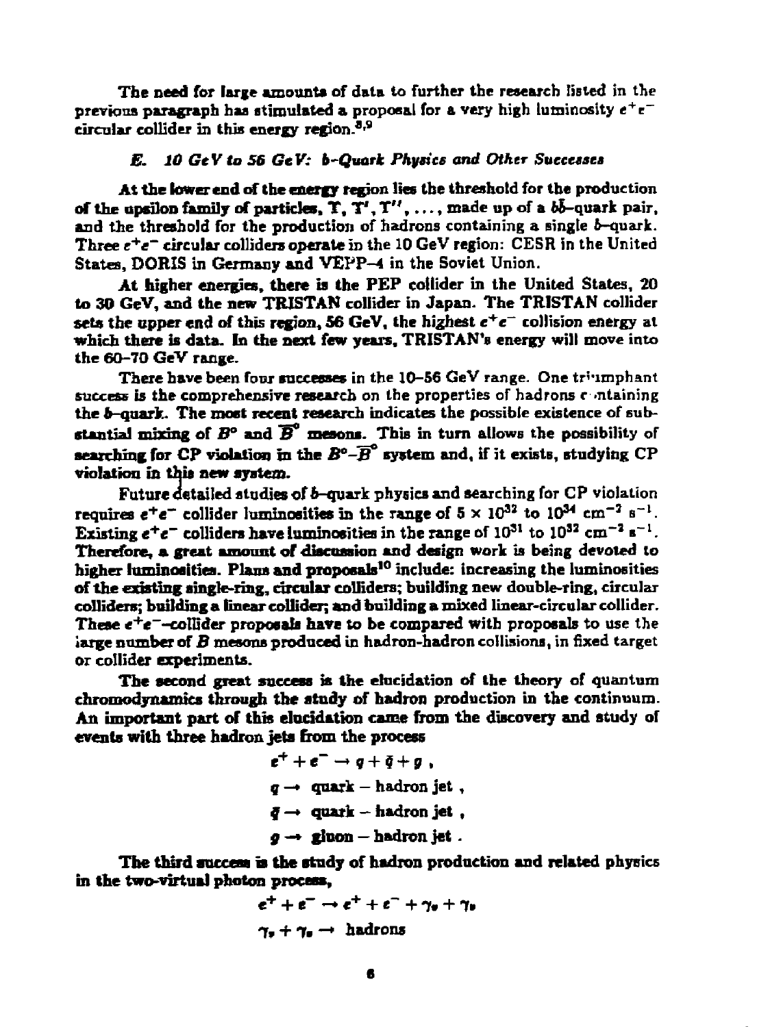The need for large amounts of data to further the research listed in the previous paragraph has stimulated a proposal for a very high luminosity $e^+e^-$ circular collider in this energy region.[8,9]

### *E. 10 GeV to 56 GeV: b–Quark Physics and Other Successes*

At the lower end of the energy region lies the threshold for the production of the upsilon family of particles, $\Upsilon$, $\Upsilon'$, $\Upsilon''$, ..., made up of a $b\bar{b}$–quark pair, and the threshold for the production of hadrons containing a single $b$–quark. Three $e^+e^-$ circular colliders operate in the 10 GeV region: CESR in the United States, DORIS in Germany and VEPP–4 in the Soviet Union.

At higher energies, there is the PEP collider in the United States, 20 to 30 GeV, and the new TRISTAN collider in Japan. The TRISTAN collider sets the upper end of this region, 56 GeV, the highest $e^+e^-$ collision energy at which there is data. In the next few years, TRISTAN's energy will move into the 60–70 GeV range.

There have been four successes in the 10–56 GeV range. One triumphant success is the comprehensive research on the properties of hadrons containing the $b$–quark. The most recent research indicates the possible existence of substantial mixing of $B^\circ$ and $\overline{B}^\circ$ mesons. This in turn allows the possibility of searching for CP violation in the $B^\circ$–$\overline{B}^\circ$ system and, if it exists, studying CP violation in this new system.

Future detailed studies of $b$–quark physics and searching for CP violation requires $e^+e^-$ collider luminosities in the range of $5 \times 10^{32}$ to $10^{34}$ cm$^{-2}$ s$^{-1}$. Existing $e^+e^-$ colliders have luminosities in the range of $10^{31}$ to $10^{32}$ cm$^{-2}$ s$^{-1}$. Therefore, a great amount of discussion and design work is being devoted to higher luminosities. Plans and proposals[10] include: increasing the luminosities of the existing single-ring, circular colliders; building new double-ring, circular colliders; building a linear collider; and building a mixed linear-circular collider. These $e^+e^-$–collider proposals have to be compared with proposals to use the large number of $B$ mesons produced in hadron-hadron collisions, in fixed target or collider experiments.

The second great success is the elucidation of the theory of quantum chromodynamics through the study of hadron production in the continuum. An important part of this elucidation came from the discovery and study of events with three hadron jets from the process

$$e^+ + e^- \rightarrow q + \bar{q} + g \ ,$$
$$q \rightarrow \text{quark} - \text{hadron jet} \ ,$$
$$\bar{q} \rightarrow \text{quark} - \text{hadron jet} \ ,$$
$$g \rightarrow \text{gluon} - \text{hadron jet} \ .$$

The third success is the study of hadron production and related physics in the two-virtual photon process,

$$e^+ + e^- \rightarrow e^+ + e^- + \gamma_v + \gamma_v$$
$$\gamma_v + \gamma_v \rightarrow \text{hadrons}$$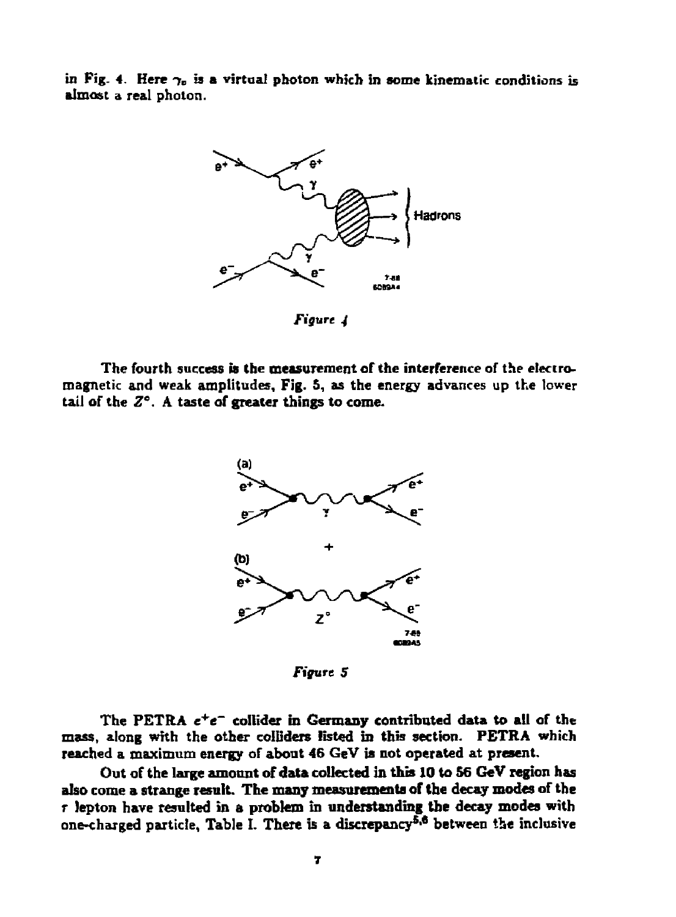in Fig. 4. Here $\gamma_v$ is a virtual photon which in some kinematic conditions is almost a real photon.

*Figure 4*

The fourth success is the measurement of the interference of the electromagnetic and weak amplitudes, Fig. 5, as the energy advances up the lower tail of the $Z^\circ$. A taste of greater things to come.

*Figure 5*

The PETRA $e^+e^-$ collider in Germany contributed data to all of the mass, along with the other colliders listed in this section. PETRA which reached a maximum energy of about 46 GeV is not operated at present.

Out of the large amount of data collected in this 10 to 56 GeV region has also come a strange result. The many measurements of the decay modes of the $\tau$ lepton have resulted in a problem in understanding the decay modes with one-charged particle, Table I. There is a discrepancy[5,6] between the inclusive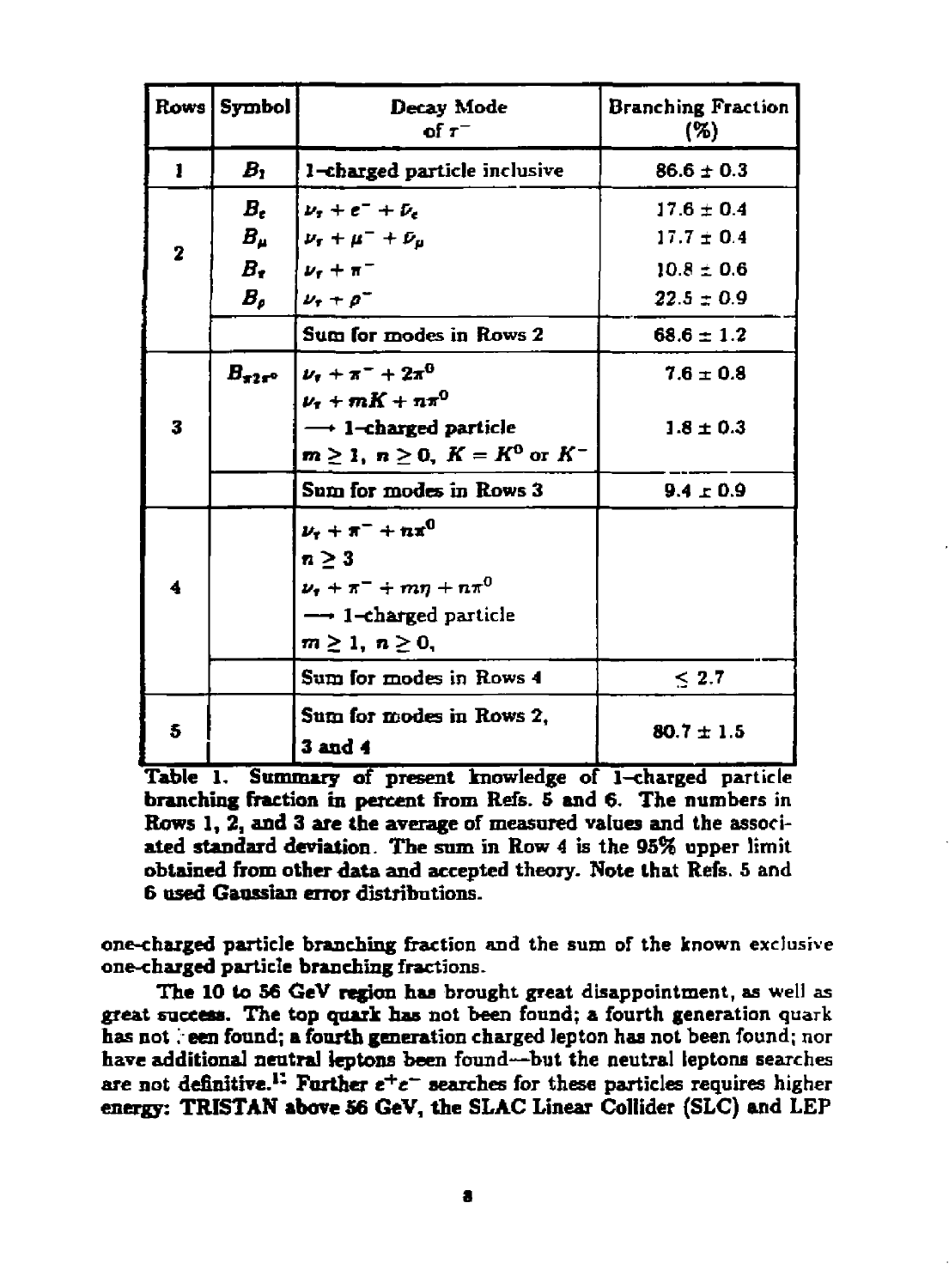| Rows | Symbol | Decay Mode of $\tau^-$ | Branching Fraction (%) |
|---|---|---|---|
| 1 | $B_1$ | 1–charged particle inclusive | $86.6 \pm 0.3$ |
| 2 | $B_e$ | $\nu_\tau + e^- + \bar{\nu}_e$ | $17.6 \pm 0.4$ |
| | $B_\mu$ | $\nu_\tau + \mu^- + \bar{\nu}_\mu$ | $17.7 \pm 0.4$ |
| | $B_\pi$ | $\nu_\tau + \pi^-$ | $10.8 \pm 0.6$ |
| | $B_\rho$ | $\nu_\tau + \rho^-$ | $22.5 \pm 0.9$ |
| | | Sum for modes in Rows 2 | $68.6 \pm 1.2$ |
| 3 | $B_{\pi 2\pi^0}$ | $\nu_\tau + \pi^- + 2\pi^0$ | $7.6 \pm 0.8$ |
| | | $\nu_\tau + mK + n\pi^0$ $\longrightarrow$ 1–charged particle $m \geq 1,\ n \geq 0,\ K = K^0$ or $K^-$ | $1.8 \pm 0.3$ |
| | | Sum for modes in Rows 3 | $9.4 \pm 0.9$ |
| 4 | | $\nu_\tau + \pi^- + n\pi^0$ $n \geq 3$ | |
| | | $\nu_\tau + \pi^- + m\eta + n\pi^0$ $\longrightarrow$ 1–charged particle $m \geq 1,\ n \geq 0,$ | |
| | | Sum for modes in Rows 4 | $\leq 2.7$ |
| 5 | | Sum for modes in Rows 2, 3 and 4 | $80.7 \pm 1.5$ |

**Table 1. Summary of present knowledge of 1–charged particle branching fraction in percent from Refs. 5 and 6. The numbers in Rows 1, 2, and 3 are the average of measured values and the associated standard deviation. The sum in Row 4 is the 95% upper limit obtained from other data and accepted theory. Note that Refs. 5 and 6 used Gaussian error distributions.**

one-charged particle branching fraction and the sum of the known exclusive one-charged particle branching fractions.

The 10 to 56 GeV region has brought great disappointment, as well as great success. The top quark has not been found; a fourth generation quark has not been found; a fourth generation charged lepton has not been found; nor have additional neutral leptons been found—but the neutral leptons searches are not definitive.[12] Further $e^+e^-$ searches for these particles requires higher energy: TRISTAN above 56 GeV, the SLAC Linear Collider (SLC) and LEP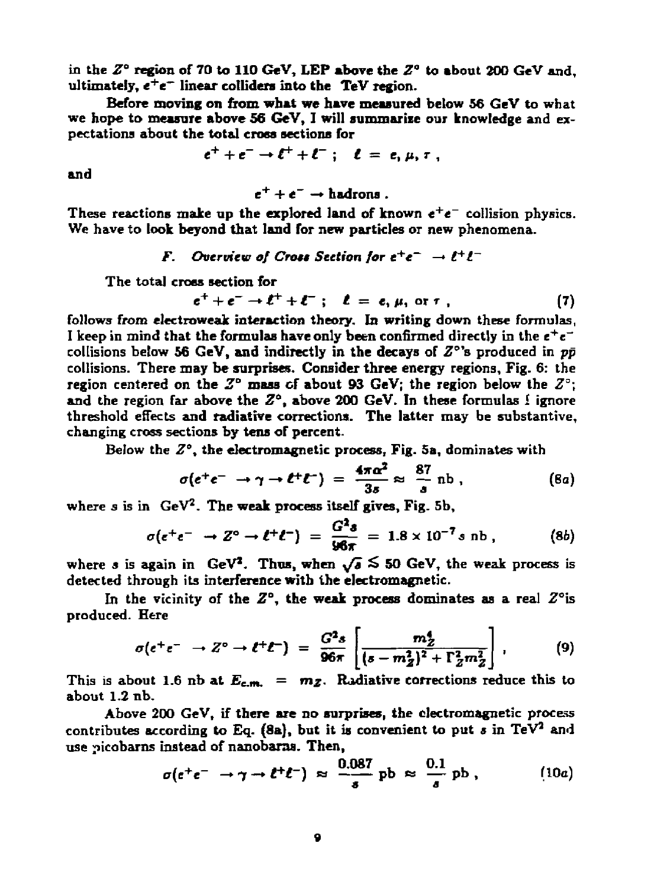in the $Z^\circ$ region of 70 to 110 GeV, LEP above the $Z^\circ$ to about 200 GeV and, ultimately, $e^+e^-$ linear colliders into the TeV region.

Before moving on from what we have measured below 56 GeV to what we hope to measure above 56 GeV, I will summarize our knowledge and expectations about the total cross sections for

$$e^+ + e^- \to \ell^+ + \ell^- \; ; \quad \ell = e, \mu, \tau \; ,$$

and

$$e^+ + e^- \to \text{hadrons} \; .$$

These reactions make up the explored land of known $e^+e^-$ collision physics. We have to look beyond that land for new particles or new phenomena.

### *F. Overview of Cross Section for $e^+e^- \to \ell^+\ell^-$*

The total cross section for

$$e^+ + e^- \to \ell^+ + \ell^- \; ; \quad \ell = e, \mu, \text{ or } \tau \; , \tag{7}$$

follows from electroweak interaction theory. In writing down these formulas, I keep in mind that the formulas have only been confirmed directly in the $e^+e^-$ collisions below 56 GeV, and indirectly in the decays of $Z^\circ$'s produced in $p\bar{p}$ collisions. There may be surprises. Consider three energy regions, Fig. 6: the region centered on the $Z^\circ$ mass of about 93 GeV; the region below the $Z^\circ$; and the region far above the $Z^\circ$, above 200 GeV. In these formulas I ignore threshold effects and radiative corrections. The latter may be substantive, changing cross sections by tens of percent.

Below the $Z^\circ$, the electromagnetic process, Fig. 5a, dominates with

$$\sigma(e^+e^- \to \gamma \to \ell^+\ell^-) = \frac{4\pi\alpha^2}{3s} \approx \frac{87}{s} \text{ nb} \; , \tag{8a}$$

where $s$ is in $\text{GeV}^2$. The weak process itself gives, Fig. 5b,

$$\sigma(e^+e^- \to Z^\circ \to \ell^+\ell^-) = \frac{G^2 s}{96\pi} = 1.8 \times 10^{-7} s \text{ nb} \; , \tag{8b}$$

where $s$ is again in $\text{GeV}^2$. Thus, when $\sqrt{s} \lesssim 50$ GeV, the weak process is detected through its interference with the electromagnetic.

In the vicinity of the $Z^\circ$, the weak process dominates as a real $Z^\circ$ is produced. Here

$$\sigma(e^+e^- \to Z^\circ \to \ell^+\ell^-) = \frac{G^2 s}{96\pi}\left[\frac{m_Z^4}{(s - m_Z^2)^2 + \Gamma_Z^2 m_Z^2}\right] \; , \tag{9}$$

This is about 1.6 nb at $E_{c.m.} = m_Z$. Radiative corrections reduce this to about 1.2 nb.

Above 200 GeV, if there are no surprises, the electromagnetic process contributes according to Eq. (8a), but it is convenient to put $s$ in $\text{TeV}^2$ and use picobarns instead of nanobarns. Then,

$$\sigma(e^+e^- \to \gamma \to \ell^+\ell^-) \approx \frac{0.087}{s} \text{ pb} \approx \frac{0.1}{s} \text{ pb} \; , \tag{10a}$$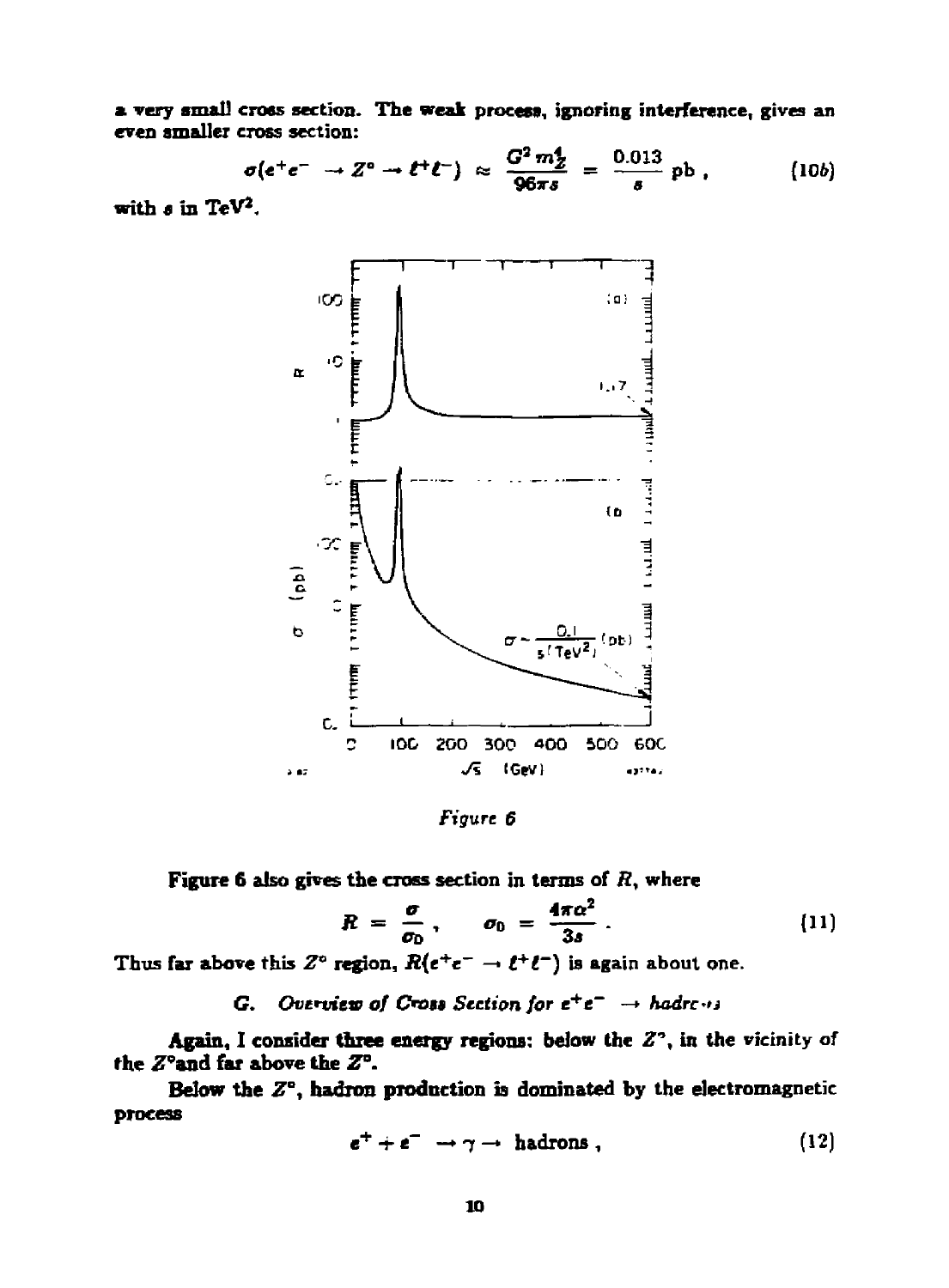a very small cross section. The weak process, ignoring interference, gives an even smaller cross section:

$$\sigma(e^+e^- \rightarrow Z^\circ \rightarrow \ell^+\ell^-) \approx \frac{G^2 m_Z^4}{96\pi s} = \frac{0.013}{s} \text{ pb} , \tag{10b}$$

with $s$ in TeV$^2$.

*Figure 6*

Figure 6 also gives the cross section in terms of $R$, where

$$R = \frac{\sigma}{\sigma_D} , \qquad \sigma_D = \frac{4\pi\alpha^2}{3s} . \tag{11}$$

Thus far above this $Z^\circ$ region, $R(e^+e^- \rightarrow \ell^+\ell^-)$ is again about one.

### G. *Overview of Cross Section for $e^+e^- \rightarrow$ hadrons*

Again, I consider three energy regions: below the $Z^\circ$, in the vicinity of the $Z^\circ$ and far above the $Z^\circ$.

Below the $Z^\circ$, hadron production is dominated by the electromagnetic process

$$e^+ + e^- \rightarrow \gamma \rightarrow \text{ hadrons} , \tag{12}$$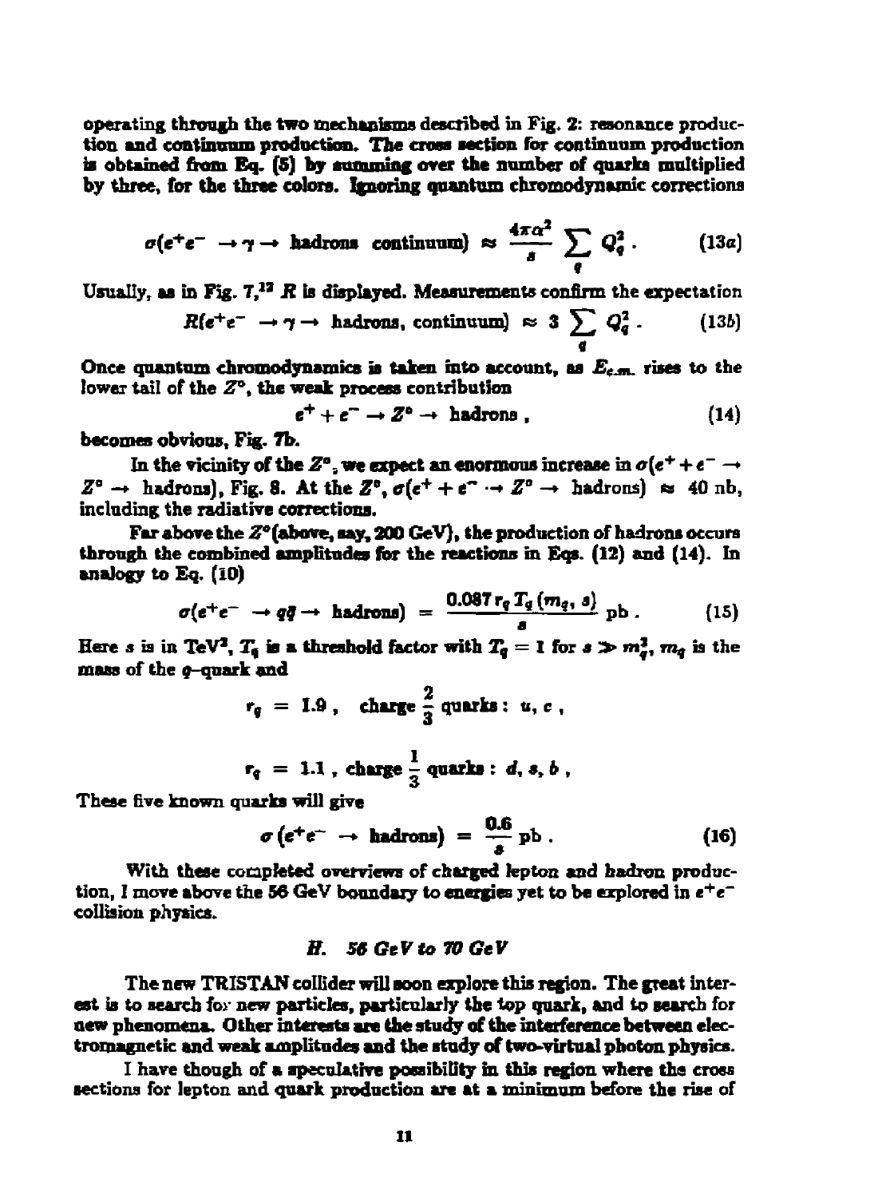operating through the two mechanisms described in Fig. 2: resonance production and continuum production. The cross section for continuum production is obtained from Eq. (5) by summing over the number of quarks multiplied by three, for the three colors. Ignoring quantum chromodynamic corrections

$$\sigma(e^+e^- \to \gamma \to \text{ hadrons continuum}) \approx \frac{4\pi\alpha^2}{s} \sum_q Q_q^2 \,. \tag{13a}$$

Usually, as in Fig. 7,[12] $R$ is displayed. Measurements confirm the expectation

$$R(e^+e^- \to \gamma \to \text{ hadrons, continuum}) \approx 3 \sum_q Q_q^2 \,. \tag{13b}$$

Once quantum chromodynamics is taken into account, as $E_{c.m.}$ rises to the lower tail of the $Z^o$, the weak process contribution

$$e^+ + e^- \to Z^o \to \text{ hadrons} \,, \tag{14}$$

becomes obvious, Fig. 7b.

In the vicinity of the $Z^o$, we expect an enormous increase in $\sigma(e^+ + e^- \to Z^o \to \text{ hadrons})$, Fig. 8. At the $Z^o$, $\sigma(e^+ + e^- \to Z^o \to \text{ hadrons}) \approx 40$ nb, including the radiative corrections.

Far above the $Z^o$ (above, say, 200 GeV), the production of hadrons occurs through the combined amplitudes for the reactions in Eqs. (12) and (14). In analogy to Eq. (10)

$$\sigma(e^+e^- \to q\bar{q} \to \text{ hadrons}) = \frac{0.087\, r_q\, T_q\,(m_q, s)}{s} \text{ pb} \,. \tag{15}$$

Here $s$ is in TeV$^2$, $T_q$ is a threshold factor with $T_q = 1$ for $s \gg m_q^2$, $m_q$ is the mass of the $q$–quark and

$$r_q = 1.9 \,, \quad \text{charge } \frac{2}{3} \text{ quarks: } u, c \,,$$

$$r_q = 1.1 \,, \text{ charge } \frac{1}{3} \text{ quarks: } d, s, b \,,$$

These five known quarks will give

$$\sigma\left(e^+e^- \to \text{ hadrons}\right) = \frac{0.6}{s} \text{ pb} \,. \tag{16}$$

With these completed overviews of charged lepton and hadron production, I move above the 56 GeV boundary to energies yet to be explored in $e^+e^-$ collision physics.

### *H. 56 GeV to 70 GeV*

The new TRISTAN collider will soon explore this region. The great interest is to search for new particles, particularly the top quark, and to search for new phenomena. Other interests are the study of the interference between electromagnetic and weak amplitudes and the study of two-virtual photon physics.

I have though of a speculative possibility in this region where the cross sections for lepton and quark production are at a minimum before the rise of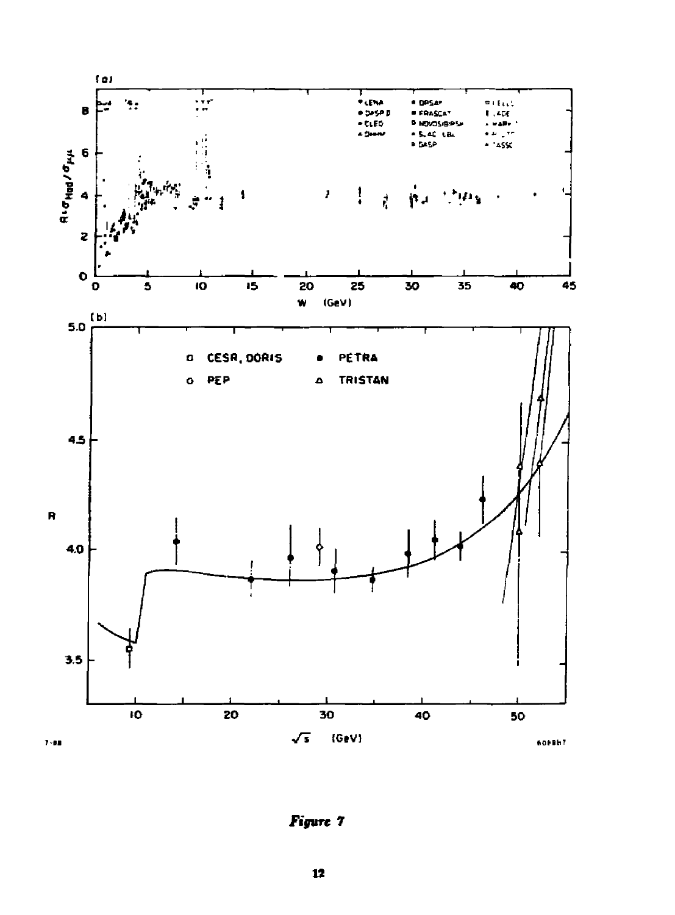*Figure 7*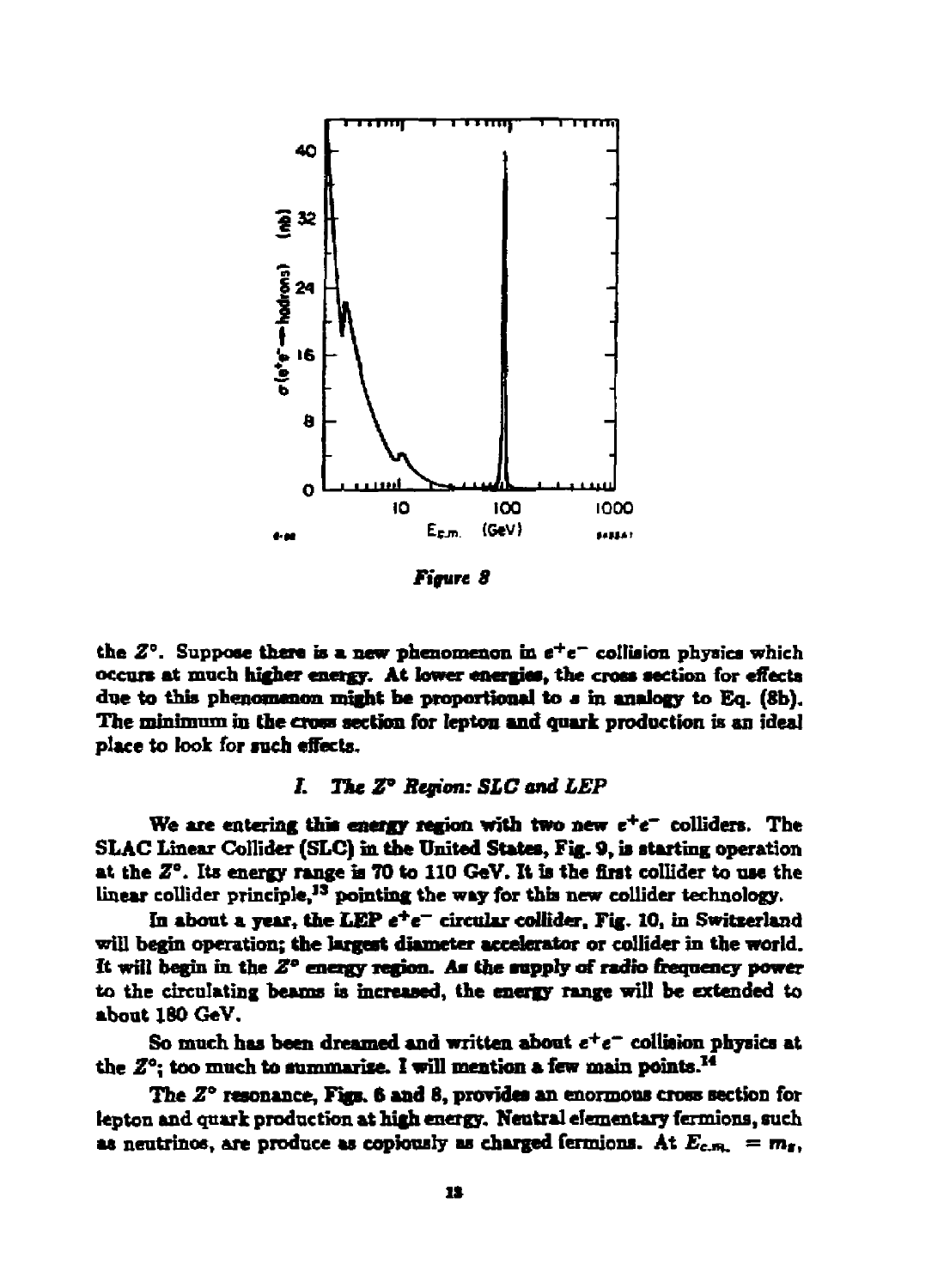*Figure 8*

the $Z^\circ$. Suppose there is a new phenomenon in $e^+e^-$ collision physics which occurs at much higher energy. At lower energies, the cross section for effects due to this phenomenon might be proportional to $s$ in analogy to Eq. (8b). The minimum in the cross section for lepton and quark production is an ideal place to look for such effects.

## *I. The $Z^\circ$ Region: SLC and LEP*

We are entering this energy region with two new $e^+e^-$ colliders. The SLAC Linear Collider (SLC) in the United States, Fig. 9, is starting operation at the $Z^\circ$. Its energy range is 70 to 110 GeV. It is the first collider to use the linear collider principle,[13] pointing the way for this new collider technology.

In about a year, the LEP $e^+e^-$ circular collider, Fig. 10, in Switzerland will begin operation; the largest diameter accelerator or collider in the world. It will begin in the $Z^\circ$ energy region. As the supply of radio frequency power to the circulating beams is increased, the energy range will be extended to about 180 GeV.

So much has been dreamed and written about $e^+e^-$ collision physics at the $Z^\circ$; too much to summarize. I will mention a few main points.[14]

The $Z^\circ$ resonance, Figs. 6 and 8, provides an enormous cross section for lepton and quark production at high energy. Neutral elementary fermions, such as neutrinos, are produce as copiously as charged fermions. At $E_{c.m.} = m_z$,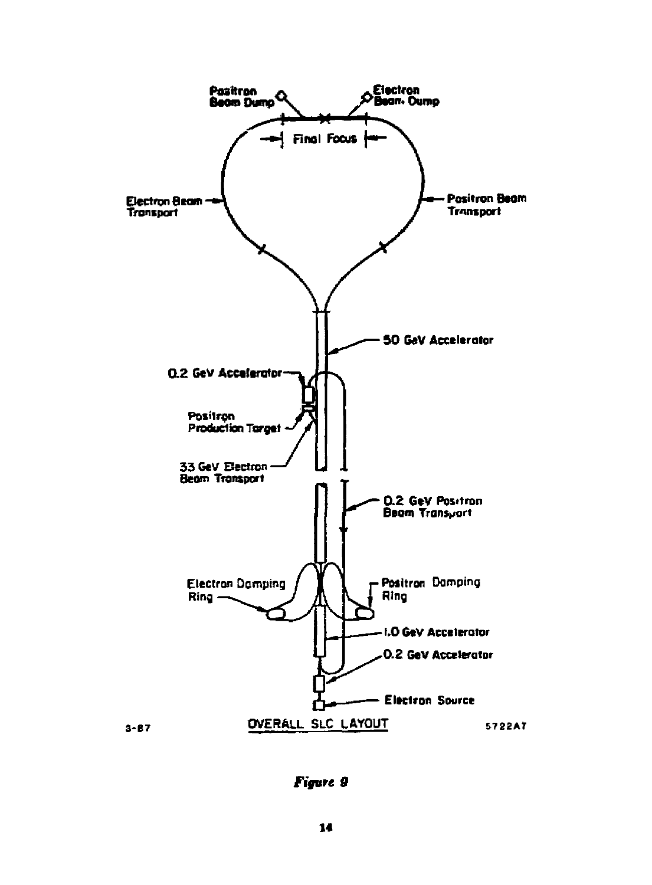OVERALL SLC LAYOUT

*Figure 9*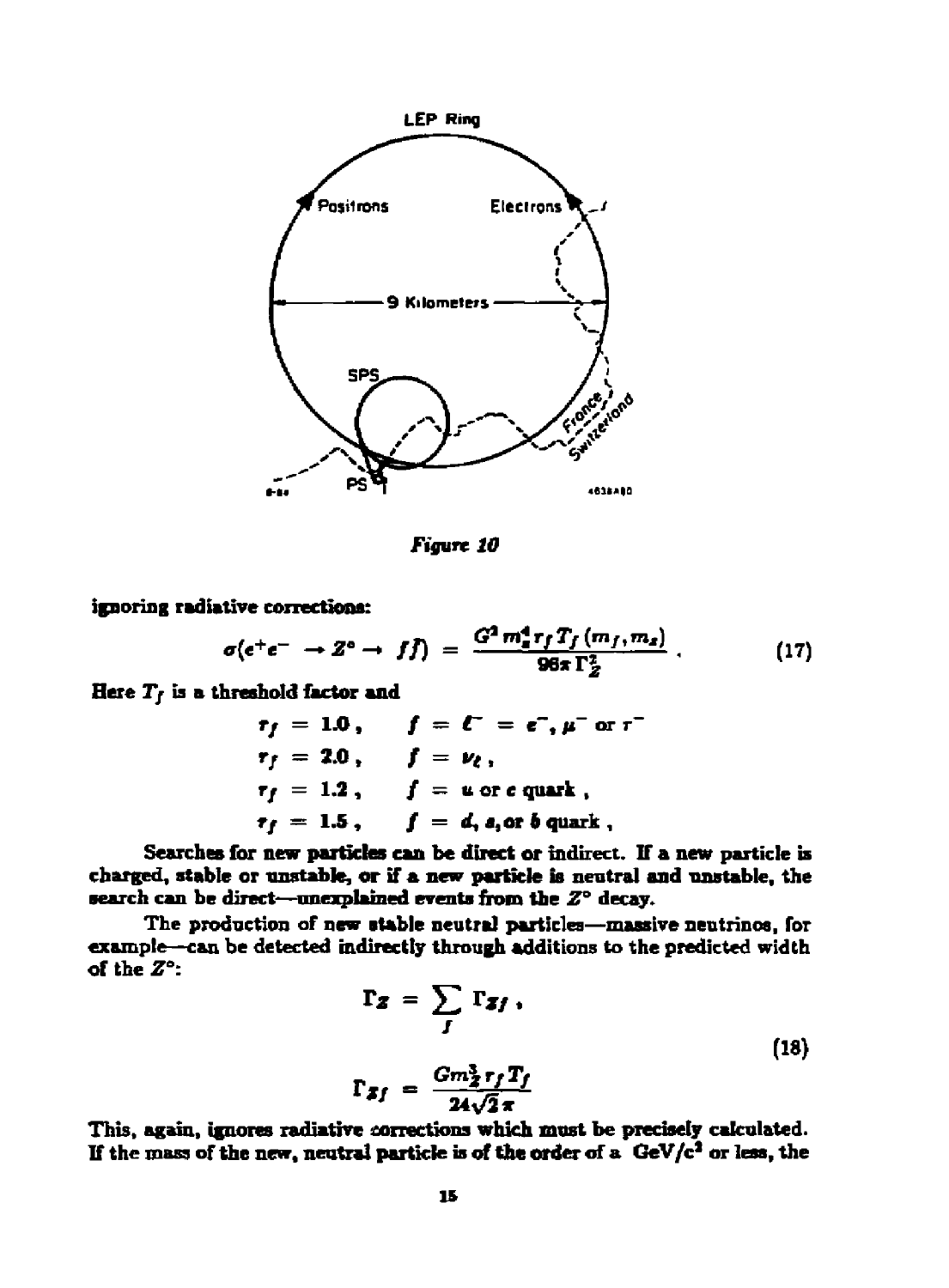*Figure 10*

ignoring radiative corrections:

$$\sigma(e^+e^- \to Z^\circ \to f\bar{f}) = \frac{G^2 m_z^4 r_f T_f(m_f, m_z)}{96\pi \Gamma_Z^2} . \tag{17}$$

Here $T_f$ is a threshold factor and

$$r_f = 1.0, \quad f = \ell^- = e^-, \mu^- \text{ or } \tau^-$$
$$r_f = 2.0, \quad f = \nu_\ell,$$
$$r_f = 1.2, \quad f = u \text{ or } c \text{ quark},$$
$$r_f = 1.5, \quad f = d, s, \text{or } b \text{ quark},$$

Searches for new particles can be direct or indirect. If a new particle is charged, stable or unstable, or if a new particle is neutral and unstable, the search can be direct—unexplained events from the $Z^\circ$ decay.

The production of new stable neutral particles—massive neutrinos, for example—can be detected indirectly through additions to the predicted width of the $Z^\circ$:

$$\Gamma_Z = \sum_f \Gamma_{Zf},$$
$$\Gamma_{Zf} = \frac{G m_Z^3 r_f T_f}{24\sqrt{2}\pi} \tag{18}$$

This, again, ignores radiative corrections which must be precisely calculated. If the mass of the new, neutral particle is of the order of a GeV/c$^2$ or less, the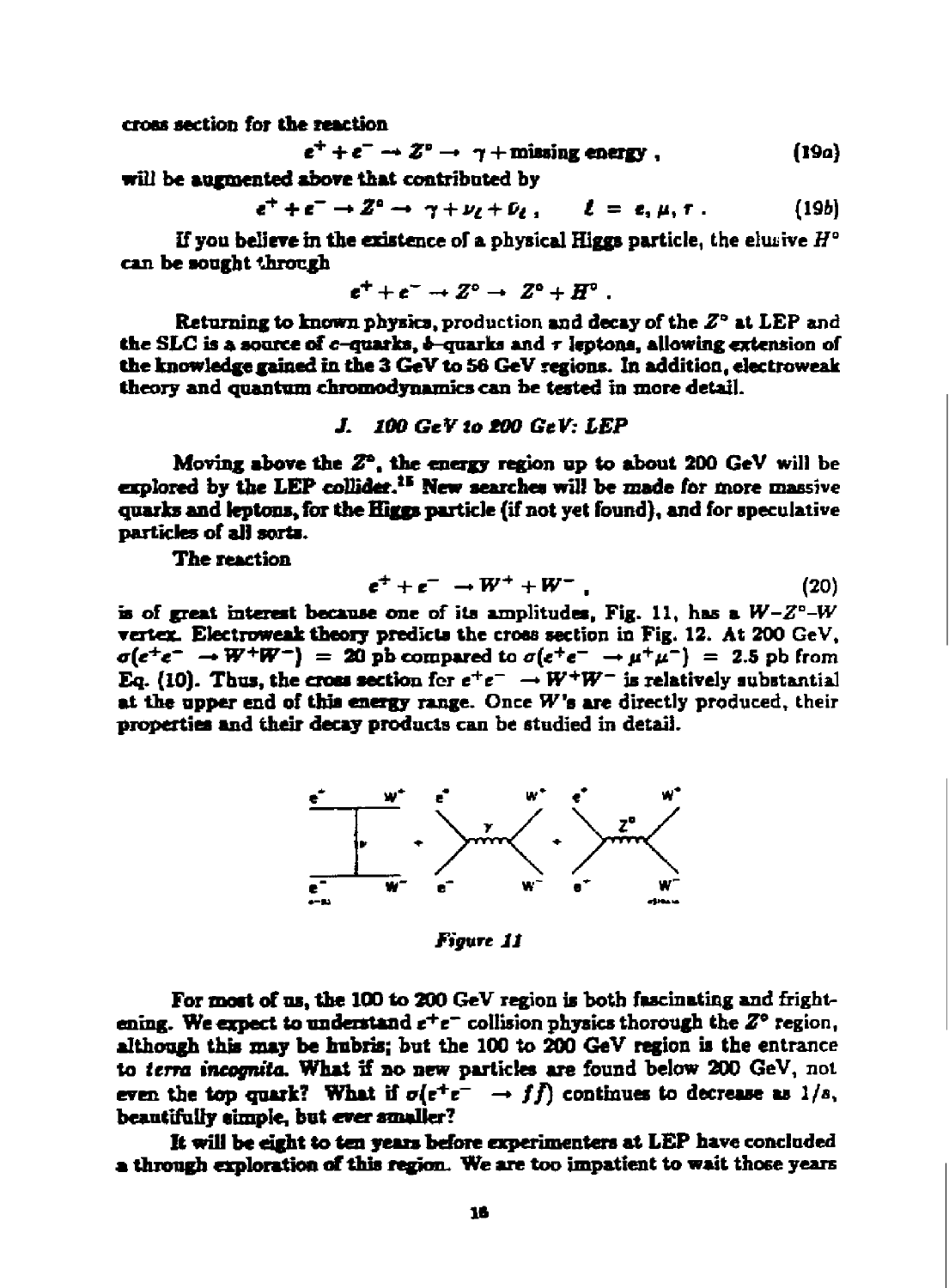cross section for the reaction

$$e^+ + e^- \to Z^\circ \to \gamma + \text{missing energy}\ , \qquad (19a)$$

will be augmented above that contributed by

$$e^+ + e^- \to Z^\circ \to \gamma + \nu_\ell + \bar{\nu}_\ell\ , \qquad \ell = e, \mu, \tau\ . \qquad (19b)$$

If you believe in the existence of a physical Higgs particle, the elusive $H^\circ$ can be sought through

$$e^+ + e^- \to Z^\circ \to Z^\circ + H^\circ\ .$$

Returning to known physics, production and decay of the $Z^\circ$ at LEP and the SLC is a source of $c$–quarks, $b$–quarks and $\tau$ leptons, allowing extension of the knowledge gained in the 3 GeV to 56 GeV regions. In addition, electroweak theory and quantum chromodynamics can be tested in more detail.

### *J. 100 GeV to 200 GeV: LEP*

Moving above the $Z^\circ$, the energy region up to about 200 GeV will be explored by the LEP collider.[15] New searches will be made for more massive quarks and leptons, for the Higgs particle (if not yet found), and for speculative particles of all sorts.

The reaction

$$e^+ + e^- \to W^+ + W^-\ , \qquad (20)$$

is of great interest because one of its amplitudes, Fig. 11, has a $W$–$Z^\circ$–$W$ vertex. Electroweak theory predicts the cross section in Fig. 12. At 200 GeV, $\sigma(e^+e^- \to W^+W^-)$ = 20 pb compared to $\sigma(e^+e^- \to \mu^+\mu^-)$ = 2.5 pb from Eq. (10). Thus, the cross section for $e^+e^- \to W^+W^-$ is relatively substantial at the upper end of this energy range. Once $W$'s are directly produced, their properties and their decay products can be studied in detail.

*Figure 11*

For most of us, the 100 to 200 GeV region is both fascinating and frightening. We expect to understand $e^+e^-$ collision physics thorough the $Z^\circ$ region, although this may be hubris; but the 100 to 200 GeV region is the entrance to *terra incognita*. What if no new particles are found below 200 GeV, not even the top quark? What if $\sigma(e^+e^- \to f\bar{f})$ continues to decrease as $1/s$, beautifully simple, but ever smaller?

It will be eight to ten years before experimenters at LEP have concluded a through exploration of this region. We are too impatient to wait those years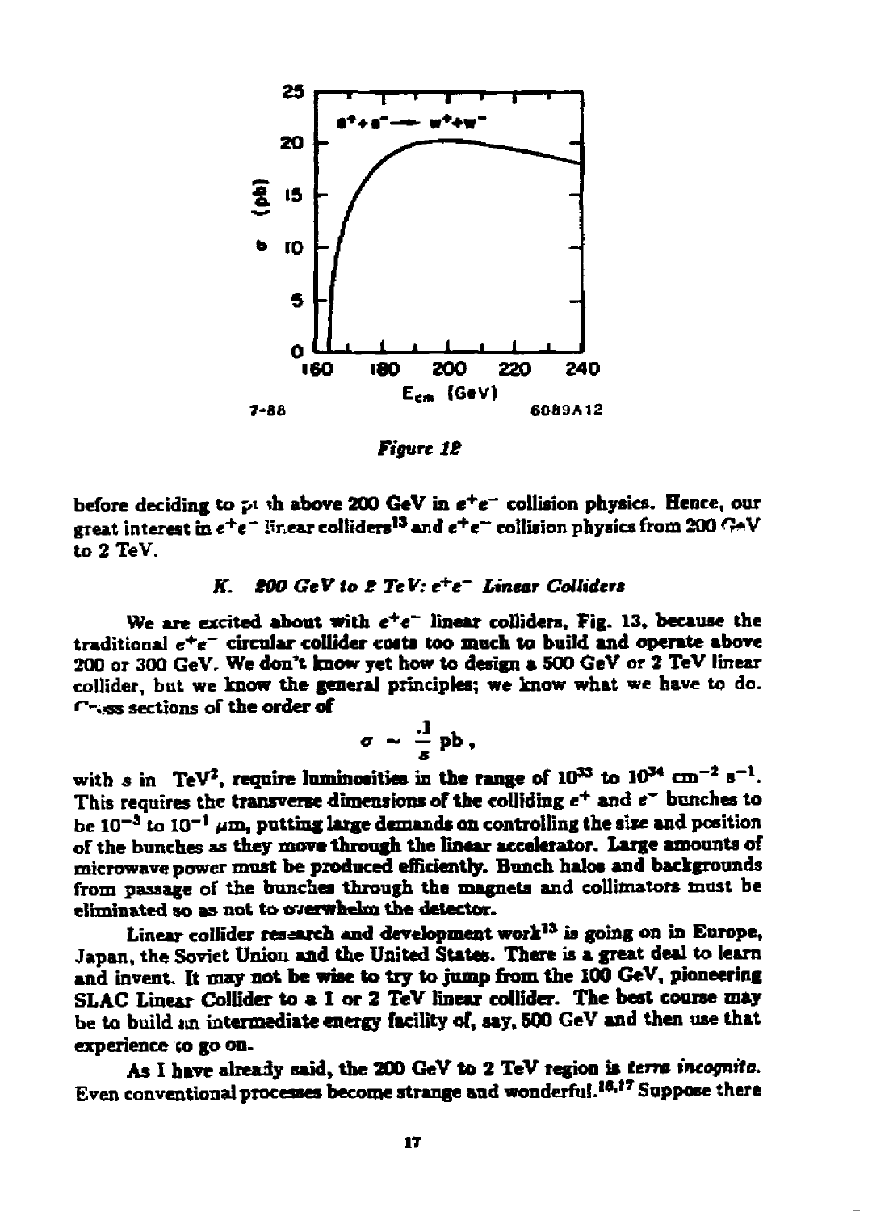*Figure 12*

before deciding to push above 200 GeV in $e^+e^-$ collision physics. Hence, our great interest in $e^+e^-$ linear colliders[13] and $e^+e^-$ collision physics from 200 GeV to 2 TeV.

### *K. 200 GeV to 2 TeV: $e^+e^-$ Linear Colliders*

We are excited about with $e^+e^-$ linear colliders, Fig. 13, because the traditional $e^+e^-$ circular collider costs too much to build and operate above 200 or 300 GeV. We don't know yet how to design a 500 GeV or 2 TeV linear collider, but we know the general principles; we know what we have to do. Cross sections of the order of

$$\sigma \sim \frac{.1}{s}\,\text{pb}\,,$$

with $s$ in TeV$^2$, require luminosities in the range of $10^{33}$ to $10^{34}$ cm$^{-2}$ s$^{-1}$. This requires the transverse dimensions of the colliding $e^+$ and $e^-$ bunches to be $10^{-3}$ to $10^{-1}$ $\mu$m, putting large demands on controlling the size and position of the bunches as they move through the linear accelerator. Large amounts of microwave power must be produced efficiently. Bunch halos and backgrounds from passage of the bunches through the magnets and collimators must be eliminated so as not to overwhelm the detector.

Linear collider research and development work[13] is going on in Europe, Japan, the Soviet Union and the United States. There is a great deal to learn and invent. It may not be wise to try to jump from the 100 GeV, pioneering SLAC Linear Collider to a 1 or 2 TeV linear collider. The best course may be to build an intermediate energy facility of, say, 500 GeV and then use that experience to go on.

As I have already said, the 200 GeV to 2 TeV region is *terra incognita*. Even conventional processes become strange and wonderful.[16,17] Suppose there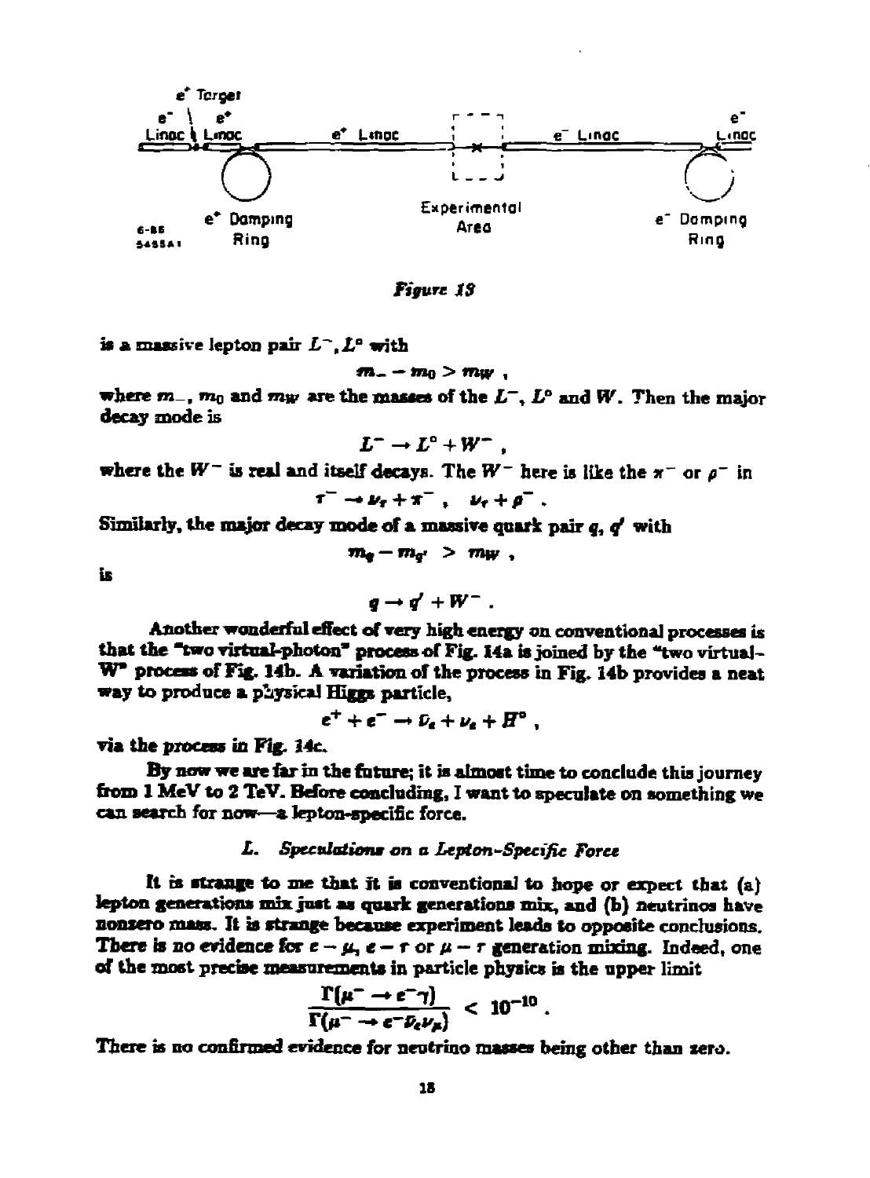e⁺ Target

e⁻ Linac | e⁺ Linac | e⁺ Linac | e⁻ Linac | e⁻ Linac

e⁺ Damping Ring | Experimental Area | e⁻ Damping Ring

*Figure 13*

is a massive lepton pair $L^-, L^0$ with

$$m_- - m_0 > m_W \ ,$$

where $m_-$, $m_0$ and $m_W$ are the masses of the $L^-$, $L^0$ and $W$. Then the major decay mode is

$$L^- \rightarrow L^0 + W^- \ ,$$

where the $W^-$ is real and itself decays. The $W^-$ here is like the $\pi^-$ or $\rho^-$ in

$$\tau^- \rightarrow \nu_\tau + \pi^- \ , \quad \nu_\tau + \rho^- \ .$$

Similarly, the major decay mode of a massive quark pair $q$, $q'$ with

$$m_q - m_{q'} \ > \ m_W \ ,$$

is

$$q \rightarrow q' + W^- \ .$$

Another wonderful effect of very high energy on conventional processes is that the "two virtual-photon" process of Fig. 14a is joined by the "two virtual-W" process of Fig. 14b. A variation of the process in Fig. 14b provides a neat way to produce a physical Higgs particle,

$$e^+ + e^- \rightarrow \bar{\nu}_e + \nu_e + H^0 \ ,$$

via the process in Fig. 14c.

By now we are far in the future; it is almost time to conclude this journey from 1 MeV to 2 TeV. Before concluding, I want to speculate on something we can search for now—a lepton-specific force.

### *L. Speculations on a Lepton-Specific Force*

It is strange to me that it is conventional to hope or expect that (a) lepton generations mix just as quark generations mix, and (b) neutrinos have nonzero mass. It is strange because experiment leads to opposite conclusions. There is no evidence for $e - \mu$, $e - \tau$ or $\mu - \tau$ generation mixing. Indeed, one of the most precise measurements in particle physics is the upper limit

$$\frac{\Gamma(\mu^- \rightarrow e^- \gamma)}{\Gamma(\mu^- \rightarrow e^- \bar{\nu}_e \nu_\mu)} \ < \ 10^{-10} \ .$$

There is no confirmed evidence for neutrino masses being other than zero.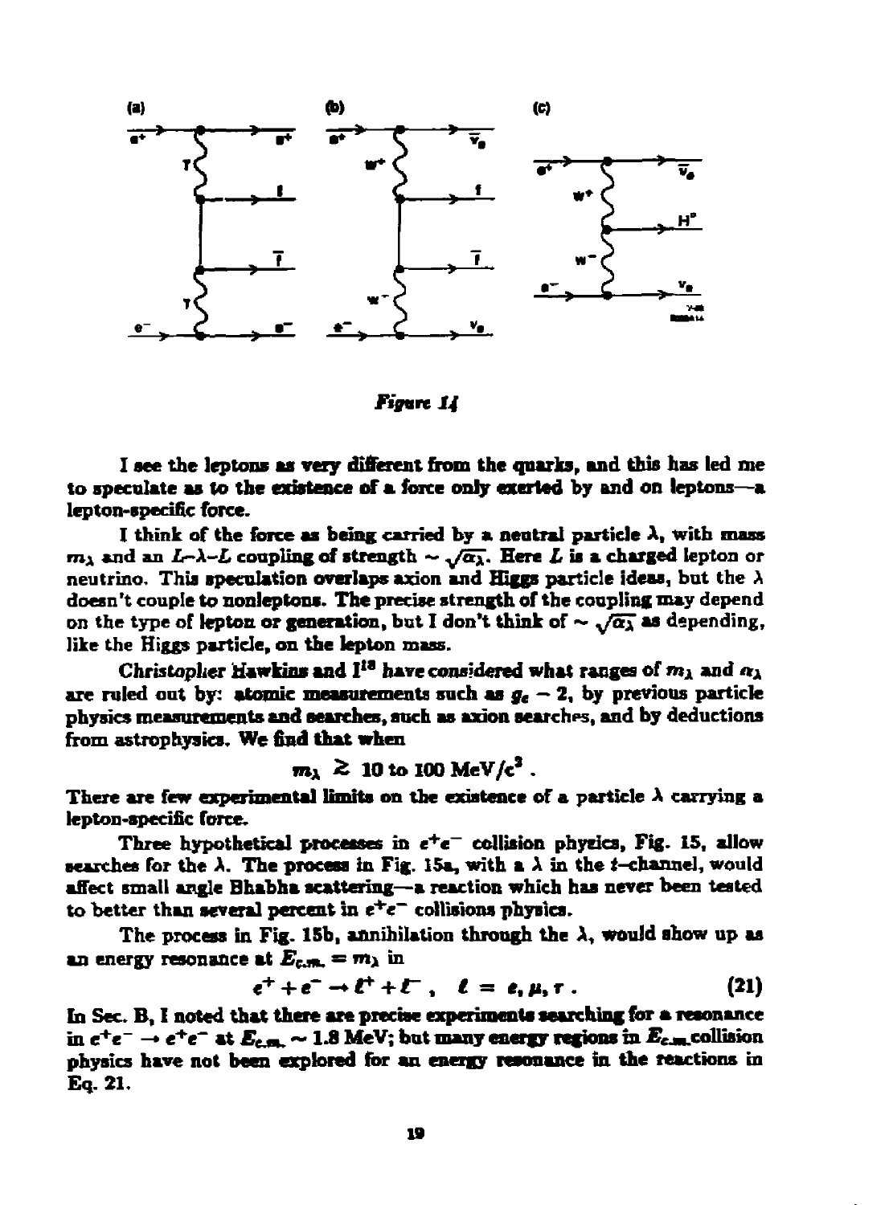Figure 14

I see the leptons as very different from the quarks, and this has led me to speculate as to the existence of a force only exerted by and on leptons—a lepton-specific force.

I think of the force as being carried by a neutral particle $\lambda$, with mass $m_\lambda$ and an $L$–$\lambda$–$L$ coupling of strength $\sim \sqrt{\alpha_\lambda}$. Here $L$ is a charged lepton or neutrino. This speculation overlaps axion and Higgs particle ideas, but the $\lambda$ doesn't couple to nonleptons. The precise strength of the coupling may depend on the type of lepton or generation, but I don't think of $\sim \sqrt{\alpha_\lambda}$ as depending, like the Higgs particle, on the lepton mass.

Christopher Hawkins and I[18] have considered what ranges of $m_\lambda$ and $\alpha_\lambda$ are ruled out by: atomic measurements such as $g_e - 2$, by previous particle physics measurements and searches, such as axion searches, and by deductions from astrophysics. We find that when

$$m_\lambda \gtrsim 10 \text{ to } 100 \text{ MeV}/c^2 \ .$$

There are few experimental limits on the existence of a particle $\lambda$ carrying a lepton-specific force.

Three hypothetical processes in $e^+e^-$ collision physics, Fig. 15, allow searches for the $\lambda$. The process in Fig. 15a, with a $\lambda$ in the $t$–channel, would affect small angle Bhabha scattering—a reaction which has never been tested to better than several percent in $e^+e^-$ collisions physics.

The process in Fig. 15b, annihilation through the $\lambda$, would show up as an energy resonance at $E_{c.m.} = m_\lambda$ in

$$e^+ + e^- \rightarrow \ell^+ + \ell^- \ , \quad \ell = e, \mu, \tau \ . \tag{21}$$

In Sec. B, I noted that there are precise experiments searching for a resonance in $e^+e^- \rightarrow e^+e^-$ at $E_{c.m.} \sim 1.8$ MeV; but many energy regions in $E_{c.m.}$ collision physics have not been explored for an energy resonance in the reactions in Eq. 21.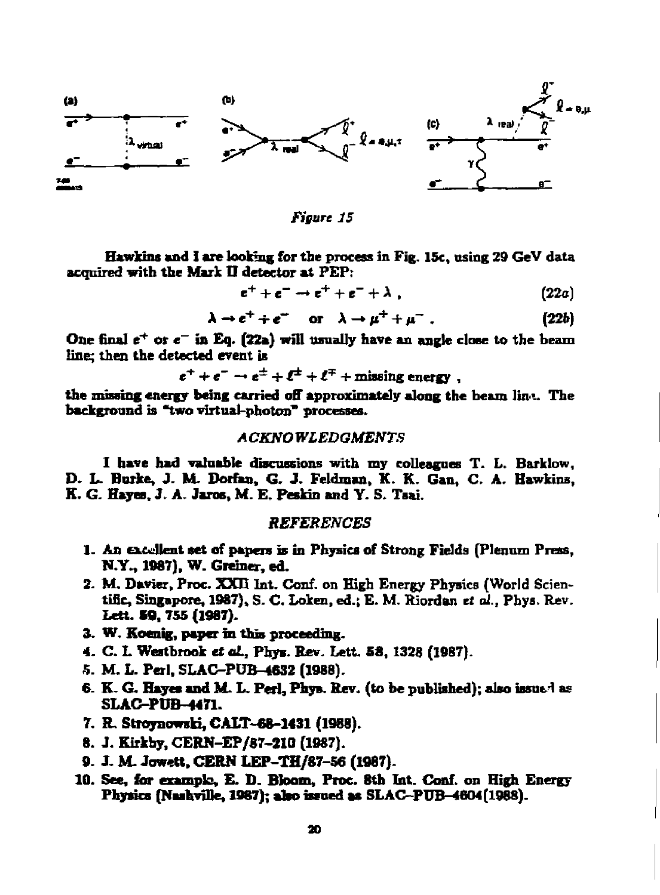*Figure 15*

Hawkins and I are looking for the process in Fig. 15c, using 29 GeV data acquired with the Mark II detector at PEP:

$$e^+ + e^- \to e^+ + e^- + \lambda \; , \tag{22a}$$

$$\lambda \to e^+ + e^- \quad \text{or} \quad \lambda \to \mu^+ + \mu^- \; . \tag{22b}$$

One final $e^+$ or $e^-$ in Eq. (22a) will usually have an angle close to the beam line; then the detected event is

$$e^+ + e^- \to e^\pm + \ell^\pm + \ell^\mp + \text{missing energy} \; ,$$

the missing energy being carried off approximately along the beam line. The background is "two virtual-photon" processes.

## ACKNOWLEDGMENTS

I have had valuable discussions with my colleagues T. L. Barklow, D. L. Burke, J. M. Dorfan, G. J. Feldman, K. K. Gan, C. A. Hawkins, K. G. Hayes, J. A. Jaros, M. E. Peskin and Y. S. Tsai.

## REFERENCES

1. An excellent set of papers is in Physics of Strong Fields (Plenum Press, N.Y., 1987), W. Greiner, ed.
2. M. Davier, Proc. XXIII Int. Conf. on High Energy Physics (World Scientific, Singapore, 1987), S. C. Loken, ed.; E. M. Riordan *et al.*, Phys. Rev. Lett. **59**, 755 (1987).
3. W. Koenig, paper in this proceeding.
4. C. I. Westbrook *et al.*, Phys. Rev. Lett. **58**, 1328 (1987).
5. M. L. Perl, SLAC–PUB–4632 (1988).
6. K. G. Hayes and M. L. Perl, Phys. Rev. (to be published); also issued as SLAC–PUB–4471.
7. R. Stroynowski, CALT–68–1431 (1988).
8. J. Kirkby, CERN–EP/87–210 (1987).
9. J. M. Jowett, CERN LEP–TH/87–56 (1987).
10. See, for example, E. D. Bloom, Proc. 8th Int. Conf. on High Energy Physics (Nashville, 1987); also issued as SLAC–PUB–4604(1988).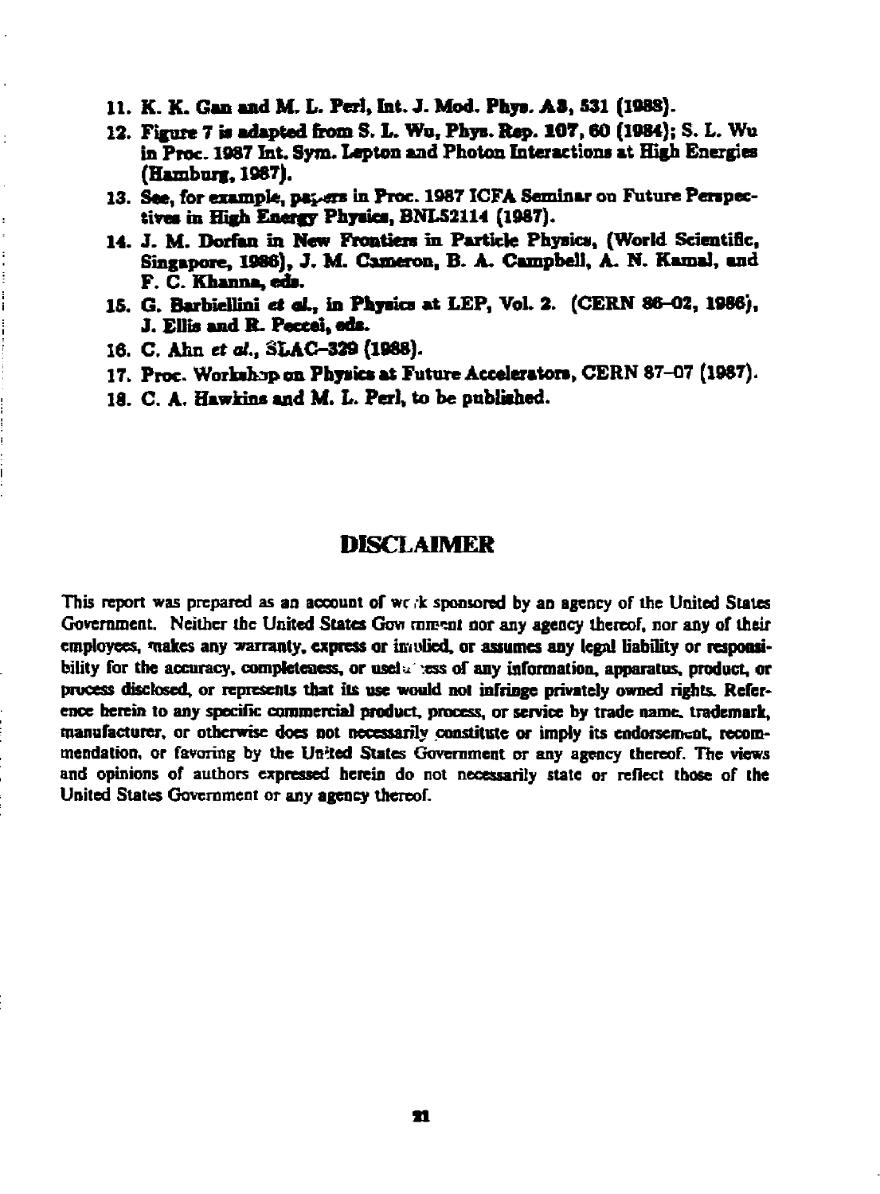11. K. K. Gan and M. L. Perl, Int. J. Mod. Phys. A3, 531 (1988).
12. Figure 7 is adapted from S. L. Wu, Phys. Rep. 107, 60 (1984); S. L. Wu in Proc. 1987 Int. Sym. Lepton and Photon Interactions at High Energies (Hamburg, 1987).
13. See, for example, papers in Proc. 1987 ICFA Seminar on Future Perspectives in High Energy Physics, BNL52114 (1987).
14. J. M. Dorfan in New Frontiers in Particle Physics, (World Scientific, Singapore, 1986), J. M. Cameron, B. A. Campbell, A. N. Kamal, and F. C. Khanna, eds.
15. G. Barbiellini *et al.*, in Physics at LEP, Vol. 2. (CERN 86-02, 1986), J. Ellis and R. Peccei, eds.
16. C. Ahn *et al.*, SLAC-329 (1988).
17. Proc. Workshop on Physics at Future Accelerators, CERN 87-07 (1987).
18. C. A. Hawkins and M. L. Perl, to be published.

## DISCLAIMER

This report was prepared as an account of work sponsored by an agency of the United States Government. Neither the United States Government nor any agency thereof, nor any of their employees, makes any warranty, express or implied, or assumes any legal liability or responsibility for the accuracy, completeness, or usefulness of any information, apparatus, product, or process disclosed, or represents that its use would not infringe privately owned rights. Reference herein to any specific commercial product, process, or service by trade name, trademark, manufacturer, or otherwise does not necessarily constitute or imply its endorsement, recommendation, or favoring by the United States Government or any agency thereof. The views and opinions of authors expressed herein do not necessarily state or reflect those of the United States Government or any agency thereof.